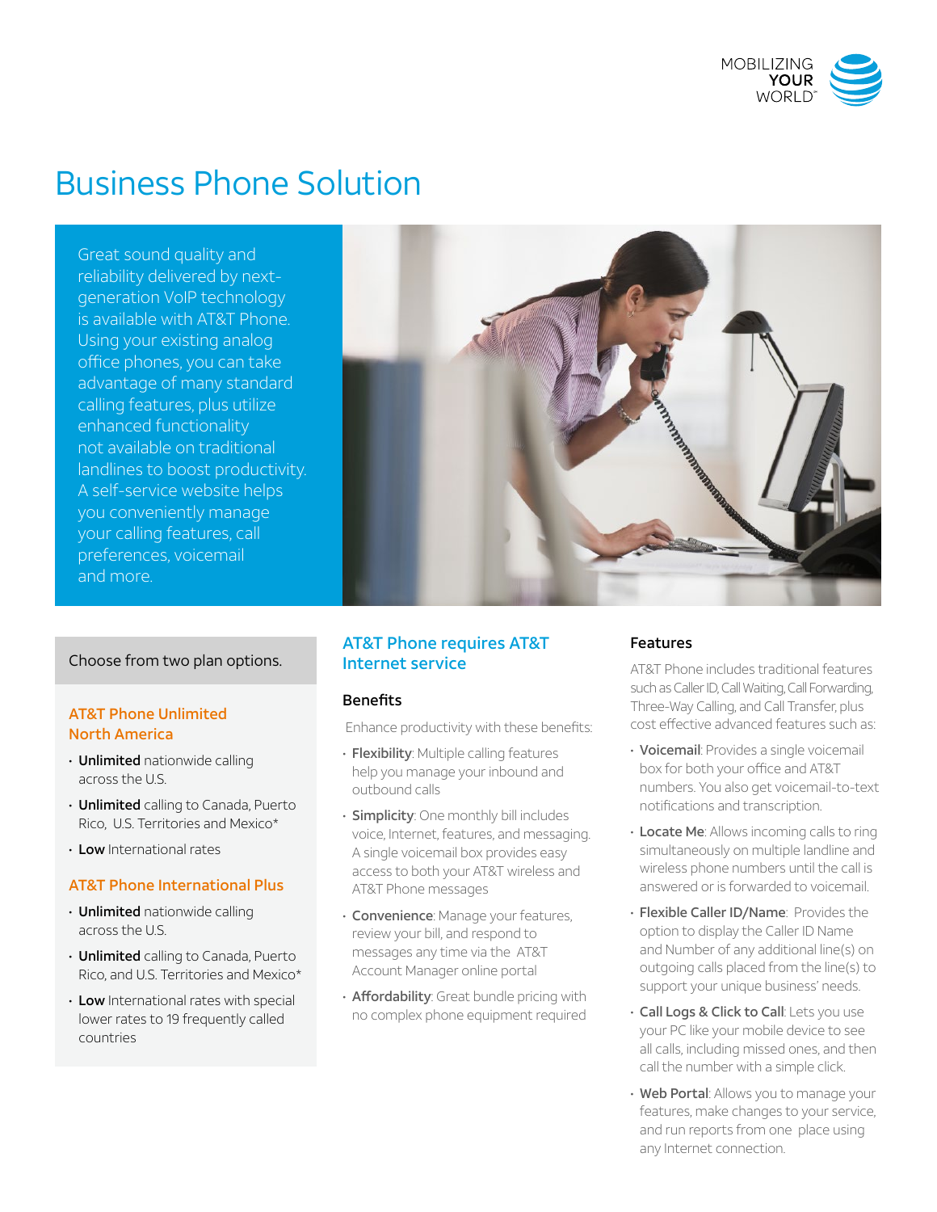MOBILIZING YOUR WORLD™

# Business Phone Solution

Great sound quality and reliability delivered by next-generation VoIP technology is available with AT&T Phone. Using your existing analog office phones, you can take advantage of many standard calling features, plus utilize enhanced functionality not available on traditional landlines to boost productivity. A self-service website helps you conveniently manage your calling features, call preferences, voicemail and more.

Choose from two plan options.

### AT&T Phone Unlimited North America

- **Unlimited** nationwide calling across the U.S.
- **Unlimited** calling to Canada, Puerto Rico, U.S. Territories and Mexico*
- **Low** International rates

### AT&T Phone International Plus

- **Unlimited** nationwide calling across the U.S.
- **Unlimited** calling to Canada, Puerto Rico, and U.S. Territories and Mexico*
- **Low** International rates with special lower rates to 19 frequently called countries

## AT&T Phone requires AT&T Internet service

### Benefits

Enhance productivity with these benefits:

- **Flexibility**: Multiple calling features help you manage your inbound and outbound calls
- **Simplicity**: One monthly bill includes voice, Internet, features, and messaging. A single voicemail box provides easy access to both your AT&T wireless and AT&T Phone messages
- **Convenience**: Manage your features, review your bill, and respond to messages any time via the AT&T Account Manager online portal
- **Affordability**: Great bundle pricing with no complex phone equipment required

### Features

AT&T Phone includes traditional features such as Caller ID, Call Waiting, Call Forwarding, Three-Way Calling, and Call Transfer, plus cost effective advanced features such as:

- **Voicemail**: Provides a single voicemail box for both your office and AT&T numbers. You also get voicemail-to-text notifications and transcription.
- **Locate Me**: Allows incoming calls to ring simultaneously on multiple landline and wireless phone numbers until the call is answered or is forwarded to voicemail.
- **Flexible Caller ID/Name**: Provides the option to display the Caller ID Name and Number of any additional line(s) on outgoing calls placed from the line(s) to support your unique business' needs.
- **Call Logs & Click to Call**: Lets you use your PC like your mobile device to see all calls, including missed ones, and then call the number with a simple click.
- **Web Portal**: Allows you to manage your features, make changes to your service, and run reports from one place using any Internet connection.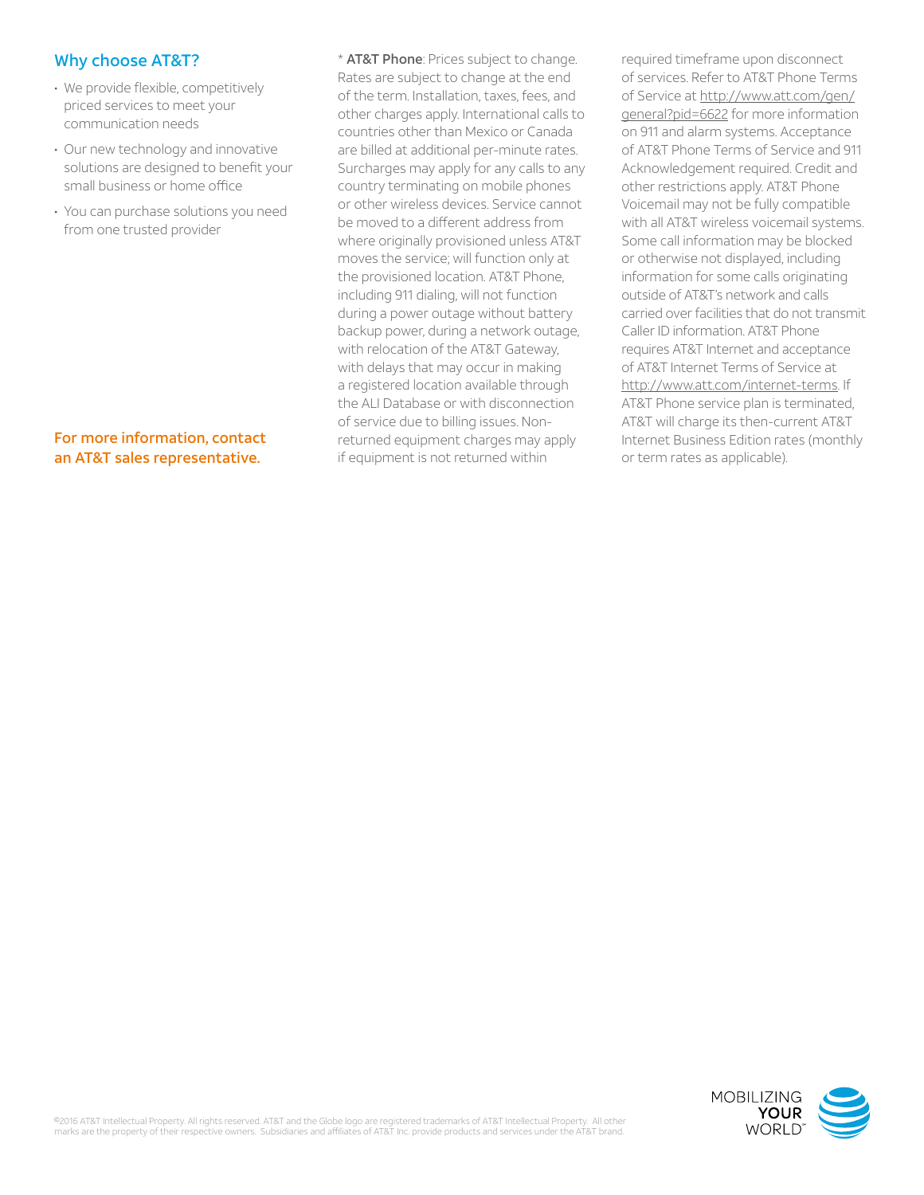## Why choose AT&T?

- We provide flexible, competitively priced services to meet your communication needs
- Our new technology and innovative solutions are designed to benefit your small business or home office
- You can purchase solutions you need from one trusted provider

**For more information, contact an AT&T sales representative.**

* **AT&T Phone**: Prices subject to change. Rates are subject to change at the end of the term. Installation, taxes, fees, and other charges apply. International calls to countries other than Mexico or Canada are billed at additional per-minute rates. Surcharges may apply for any calls to any country terminating on mobile phones or other wireless devices. Service cannot be moved to a different address from where originally provisioned unless AT&T moves the service; will function only at the provisioned location. AT&T Phone, including 911 dialing, will not function during a power outage without battery backup power, during a network outage, with relocation of the AT&T Gateway, with delays that may occur in making a registered location available through the ALI Database or with disconnection of service due to billing issues. Non-returned equipment charges may apply if equipment is not returned within required timeframe upon disconnect of services. Refer to AT&T Phone Terms of Service at http://www.att.com/gen/general?pid=6622 for more information on 911 and alarm systems. Acceptance of AT&T Phone Terms of Service and 911 Acknowledgement required. Credit and other restrictions apply. AT&T Phone Voicemail may not be fully compatible with all AT&T wireless voicemail systems. Some call information may be blocked or otherwise not displayed, including information for some calls originating outside of AT&T's network and calls carried over facilities that do not transmit Caller ID information. AT&T Phone requires AT&T Internet and acceptance of AT&T Internet Terms of Service at http://www.att.com/internet-terms. If AT&T Phone service plan is terminated, AT&T will charge its then-current AT&T Internet Business Edition rates (monthly or term rates as applicable).

©2016 AT&T Intellectual Property. All rights reserved. AT&T and the Globe logo are registered trademarks of AT&T Intellectual Property. All other marks are the property of their respective owners. Subsidiaries and affiliates of AT&T Inc. provide products and services under the AT&T brand.

MOBILIZING YOUR WORLD™